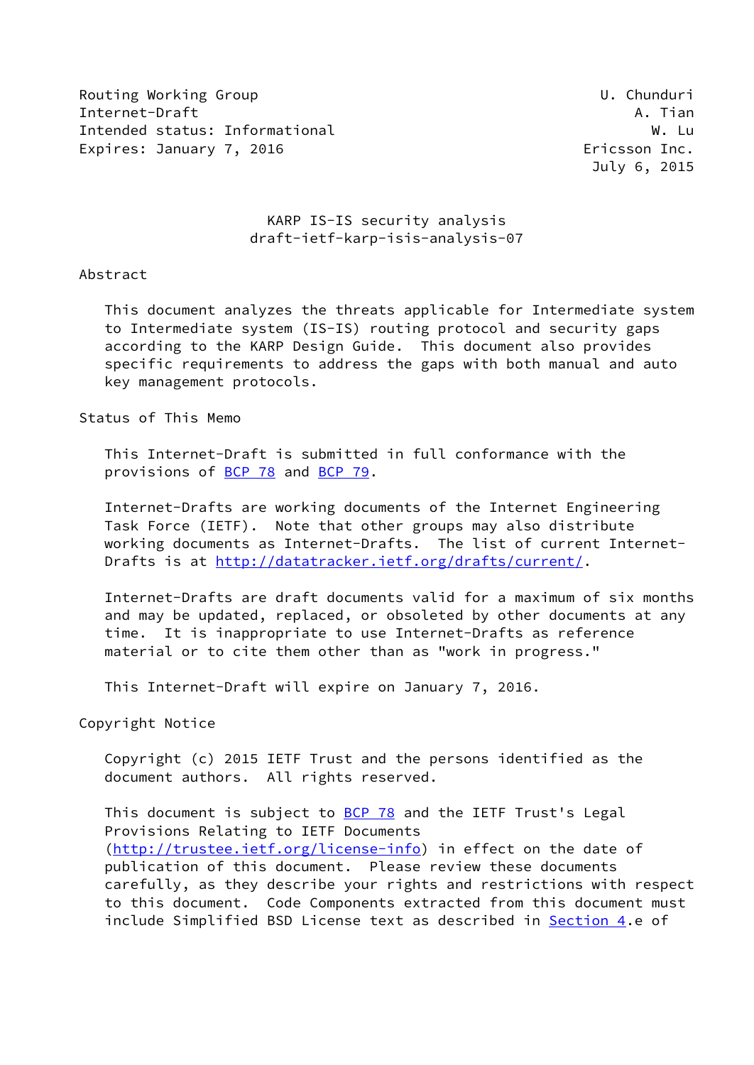Routing Working Group U. Chunduri
Internet-Draft A. Tian
Intended status: Informational W. Lu
Expires: January 7, 2016 Ericsson Inc.
July 6, 2015

# KARP IS-IS security analysis
draft-ietf-karp-isis-analysis-07

## Abstract

This document analyzes the threats applicable for Intermediate system to Intermediate system (IS-IS) routing protocol and security gaps according to the KARP Design Guide. This document also provides specific requirements to address the gaps with both manual and auto key management protocols.

## Status of This Memo

This Internet-Draft is submitted in full conformance with the provisions of BCP 78 and BCP 79.

Internet-Drafts are working documents of the Internet Engineering Task Force (IETF). Note that other groups may also distribute working documents as Internet-Drafts. The list of current Internet-Drafts is at http://datatracker.ietf.org/drafts/current/.

Internet-Drafts are draft documents valid for a maximum of six months and may be updated, replaced, or obsoleted by other documents at any time. It is inappropriate to use Internet-Drafts as reference material or to cite them other than as "work in progress."

This Internet-Draft will expire on January 7, 2016.

## Copyright Notice

Copyright (c) 2015 IETF Trust and the persons identified as the document authors. All rights reserved.

This document is subject to BCP 78 and the IETF Trust's Legal Provisions Relating to IETF Documents (http://trustee.ietf.org/license-info) in effect on the date of publication of this document. Please review these documents carefully, as they describe your rights and restrictions with respect to this document. Code Components extracted from this document must include Simplified BSD License text as described in Section 4.e of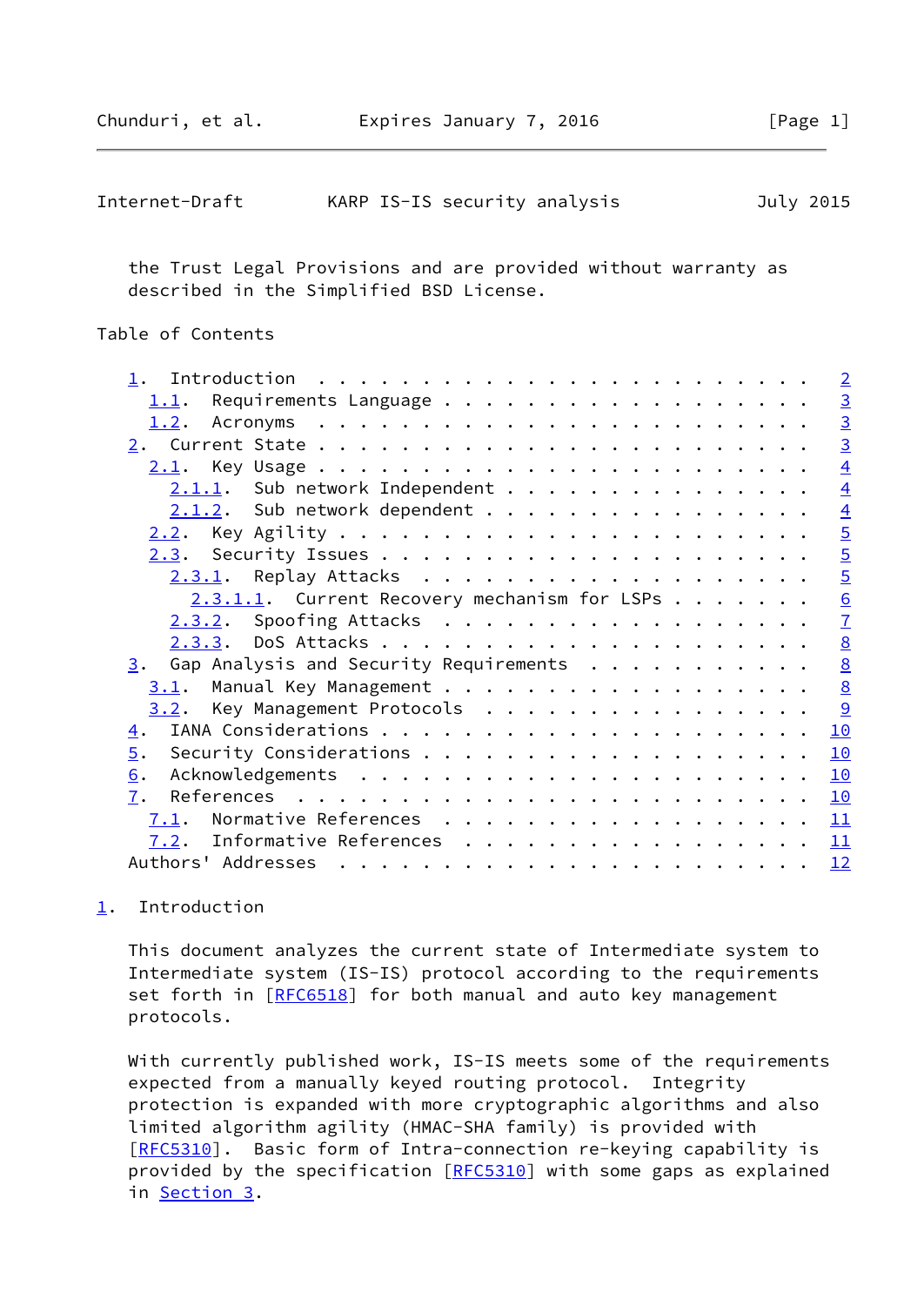the Trust Legal Provisions and are provided without warranty as described in the Simplified BSD License.

Table of Contents

- 1. Introduction . . . . . . . . . . . . . . . . . . . . . . . . 2
  - 1.1. Requirements Language . . . . . . . . . . . . . . . . . . 3
  - 1.2. Acronyms . . . . . . . . . . . . . . . . . . . . . . . . 3
- 2. Current State . . . . . . . . . . . . . . . . . . . . . . . . 3
  - 2.1. Key Usage . . . . . . . . . . . . . . . . . . . . . . . . 4
    - 2.1.1. Sub network Independent . . . . . . . . . . . . . . . 4
    - 2.1.2. Sub network dependent . . . . . . . . . . . . . . . . 4
  - 2.2. Key Agility . . . . . . . . . . . . . . . . . . . . . . . 5
  - 2.3. Security Issues . . . . . . . . . . . . . . . . . . . . . 5
    - 2.3.1. Replay Attacks . . . . . . . . . . . . . . . . . . . 5
      - 2.3.1.1. Current Recovery mechanism for LSPs . . . . . . . 6
    - 2.3.2. Spoofing Attacks . . . . . . . . . . . . . . . . . . 7
    - 2.3.3. DoS Attacks . . . . . . . . . . . . . . . . . . . . . 8
- 3. Gap Analysis and Security Requirements . . . . . . . . . . . 8
  - 3.1. Manual Key Management . . . . . . . . . . . . . . . . . . 8
  - 3.2. Key Management Protocols . . . . . . . . . . . . . . . . 9
- 4. IANA Considerations . . . . . . . . . . . . . . . . . . . . . 10
- 5. Security Considerations . . . . . . . . . . . . . . . . . . . 10
- 6. Acknowledgements . . . . . . . . . . . . . . . . . . . . . . 10
- 7. References . . . . . . . . . . . . . . . . . . . . . . . . . 10
  - 7.1. Normative References . . . . . . . . . . . . . . . . . . 11
  - 7.2. Informative References . . . . . . . . . . . . . . . . . 11
- Authors' Addresses . . . . . . . . . . . . . . . . . . . . . . . 12

# 1. Introduction

This document analyzes the current state of Intermediate system to Intermediate system (IS-IS) protocol according to the requirements set forth in [RFC6518] for both manual and auto key management protocols.

With currently published work, IS-IS meets some of the requirements expected from a manually keyed routing protocol. Integrity protection is expanded with more cryptographic algorithms and also limited algorithm agility (HMAC-SHA family) is provided with [RFC5310]. Basic form of Intra-connection re-keying capability is provided by the specification [RFC5310] with some gaps as explained in Section 3.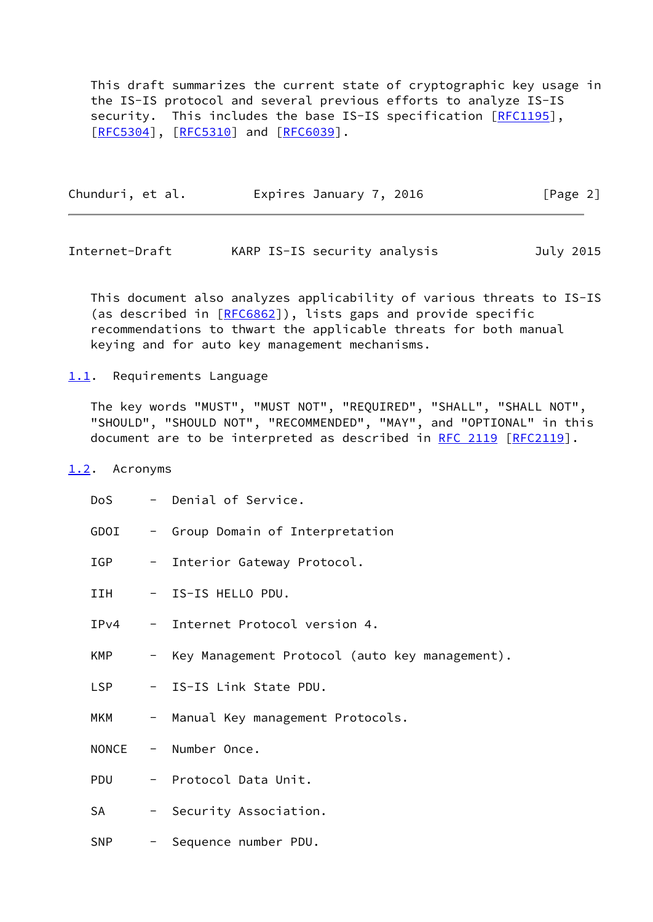This draft summarizes the current state of cryptographic key usage in the IS-IS protocol and several previous efforts to analyze IS-IS security. This includes the base IS-IS specification [RFC1195], [RFC5304], [RFC5310] and [RFC6039].

This document also analyzes applicability of various threats to IS-IS (as described in [RFC6862]), lists gaps and provide specific recommendations to thwart the applicable threats for both manual keying and for auto key management mechanisms.

### 1.1. Requirements Language

The key words "MUST", "MUST NOT", "REQUIRED", "SHALL", "SHALL NOT", "SHOULD", "SHOULD NOT", "RECOMMENDED", "MAY", and "OPTIONAL" in this document are to be interpreted as described in RFC 2119 [RFC2119].

### 1.2. Acronyms

DoS - Denial of Service.

GDOI - Group Domain of Interpretation

IGP - Interior Gateway Protocol.

IIH - IS-IS HELLO PDU.

IPv4 - Internet Protocol version 4.

KMP - Key Management Protocol (auto key management).

LSP - IS-IS Link State PDU.

MKM - Manual Key management Protocols.

NONCE - Number Once.

PDU - Protocol Data Unit.

SA - Security Association.

SNP - Sequence number PDU.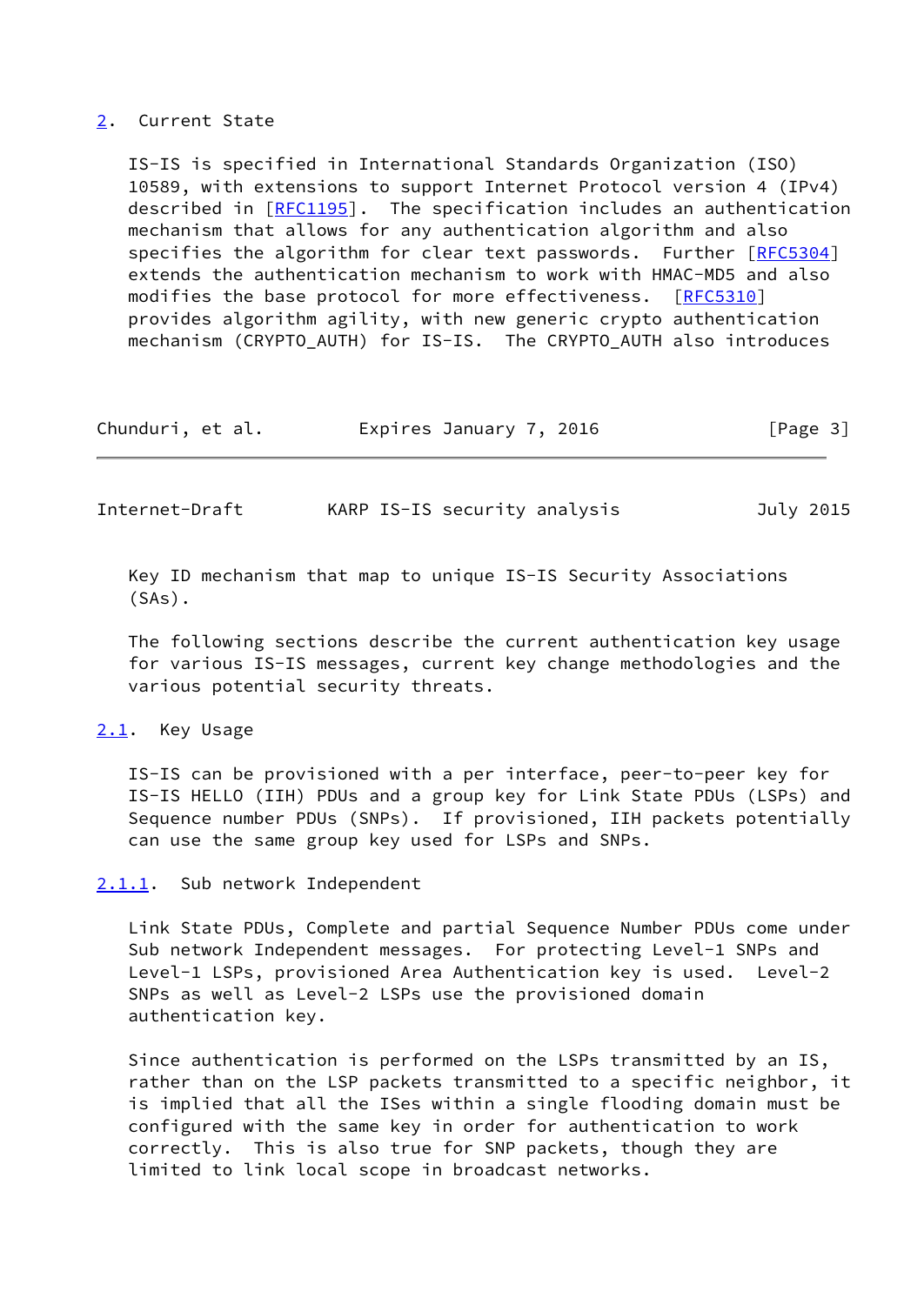## 2. Current State

IS-IS is specified in International Standards Organization (ISO) 10589, with extensions to support Internet Protocol version 4 (IPv4) described in [RFC1195]. The specification includes an authentication mechanism that allows for any authentication algorithm and also specifies the algorithm for clear text passwords. Further [RFC5304] extends the authentication mechanism to work with HMAC-MD5 and also modifies the base protocol for more effectiveness. [RFC5310] provides algorithm agility, with new generic crypto authentication mechanism (CRYPTO_AUTH) for IS-IS. The CRYPTO_AUTH also introduces Key ID mechanism that map to unique IS-IS Security Associations (SAs).

The following sections describe the current authentication key usage for various IS-IS messages, current key change methodologies and the various potential security threats.

### 2.1. Key Usage

IS-IS can be provisioned with a per interface, peer-to-peer key for IS-IS HELLO (IIH) PDUs and a group key for Link State PDUs (LSPs) and Sequence number PDUs (SNPs). If provisioned, IIH packets potentially can use the same group key used for LSPs and SNPs.

#### 2.1.1. Sub network Independent

Link State PDUs, Complete and partial Sequence Number PDUs come under Sub network Independent messages. For protecting Level-1 SNPs and Level-1 LSPs, provisioned Area Authentication key is used. Level-2 SNPs as well as Level-2 LSPs use the provisioned domain authentication key.

Since authentication is performed on the LSPs transmitted by an IS, rather than on the LSP packets transmitted to a specific neighbor, it is implied that all the ISes within a single flooding domain must be configured with the same key in order for authentication to work correctly. This is also true for SNP packets, though they are limited to link local scope in broadcast networks.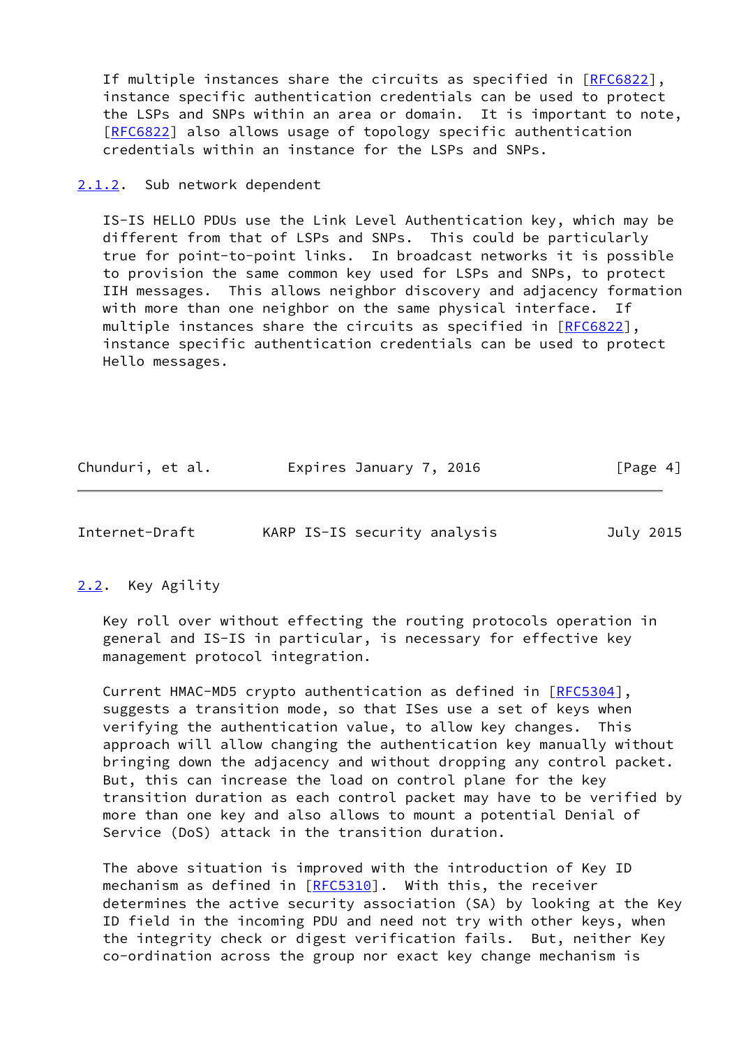If multiple instances share the circuits as specified in [RFC6822], instance specific authentication credentials can be used to protect the LSPs and SNPs within an area or domain. It is important to note, [RFC6822] also allows usage of topology specific authentication credentials within an instance for the LSPs and SNPs.

#### 2.1.2. Sub network dependent

IS-IS HELLO PDUs use the Link Level Authentication key, which may be different from that of LSPs and SNPs. This could be particularly true for point-to-point links. In broadcast networks it is possible to provision the same common key used for LSPs and SNPs, to protect IIH messages. This allows neighbor discovery and adjacency formation with more than one neighbor on the same physical interface. If multiple instances share the circuits as specified in [RFC6822], instance specific authentication credentials can be used to protect Hello messages.

### 2.2. Key Agility

Key roll over without effecting the routing protocols operation in general and IS-IS in particular, is necessary for effective key management protocol integration.

Current HMAC-MD5 crypto authentication as defined in [RFC5304], suggests a transition mode, so that ISes use a set of keys when verifying the authentication value, to allow key changes. This approach will allow changing the authentication key manually without bringing down the adjacency and without dropping any control packet. But, this can increase the load on control plane for the key transition duration as each control packet may have to be verified by more than one key and also allows to mount a potential Denial of Service (DoS) attack in the transition duration.

The above situation is improved with the introduction of Key ID mechanism as defined in [RFC5310]. With this, the receiver determines the active security association (SA) by looking at the Key ID field in the incoming PDU and need not try with other keys, when the integrity check or digest verification fails. But, neither Key co-ordination across the group nor exact key change mechanism is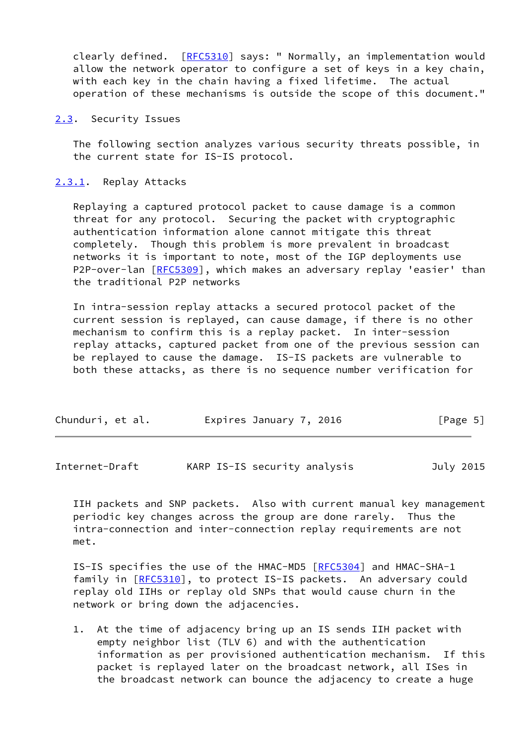clearly defined. [RFC5310] says: " Normally, an implementation would allow the network operator to configure a set of keys in a key chain, with each key in the chain having a fixed lifetime. The actual operation of these mechanisms is outside the scope of this document."

### 2.3. Security Issues

The following section analyzes various security threats possible, in the current state for IS-IS protocol.

#### 2.3.1. Replay Attacks

Replaying a captured protocol packet to cause damage is a common threat for any protocol. Securing the packet with cryptographic authentication information alone cannot mitigate this threat completely. Though this problem is more prevalent in broadcast networks it is important to note, most of the IGP deployments use P2P-over-lan [RFC5309], which makes an adversary replay 'easier' than the traditional P2P networks

In intra-session replay attacks a secured protocol packet of the current session is replayed, can cause damage, if there is no other mechanism to confirm this is a replay packet. In inter-session replay attacks, captured packet from one of the previous session can be replayed to cause the damage. IS-IS packets are vulnerable to both these attacks, as there is no sequence number verification for IIH packets and SNP packets. Also with current manual key management periodic key changes across the group are done rarely. Thus the intra-connection and inter-connection replay requirements are not met.

IS-IS specifies the use of the HMAC-MD5 [RFC5304] and HMAC-SHA-1 family in [RFC5310], to protect IS-IS packets. An adversary could replay old IIHs or replay old SNPs that would cause churn in the network or bring down the adjacencies.

1. At the time of adjacency bring up an IS sends IIH packet with empty neighbor list (TLV 6) and with the authentication information as per provisioned authentication mechanism. If this packet is replayed later on the broadcast network, all ISes in the broadcast network can bounce the adjacency to create a huge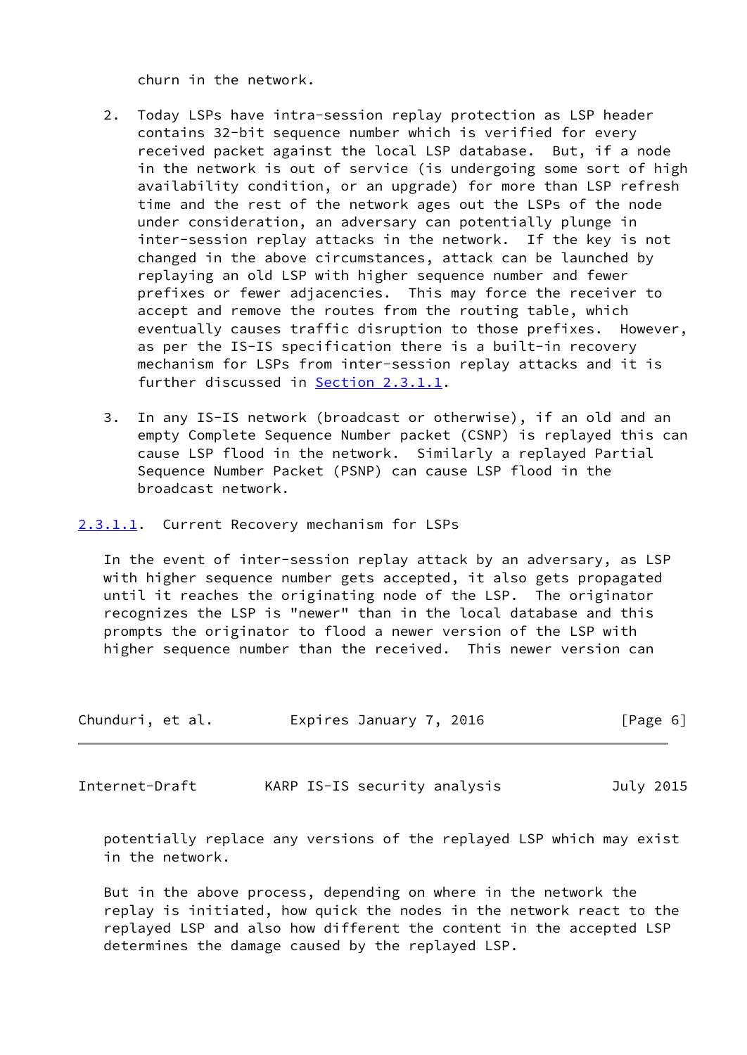churn in the network.

2. Today LSPs have intra-session replay protection as LSP header contains 32-bit sequence number which is verified for every received packet against the local LSP database. But, if a node in the network is out of service (is undergoing some sort of high availability condition, or an upgrade) for more than LSP refresh time and the rest of the network ages out the LSPs of the node under consideration, an adversary can potentially plunge in inter-session replay attacks in the network. If the key is not changed in the above circumstances, attack can be launched by replaying an old LSP with higher sequence number and fewer prefixes or fewer adjacencies. This may force the receiver to accept and remove the routes from the routing table, which eventually causes traffic disruption to those prefixes. However, as per the IS-IS specification there is a built-in recovery mechanism for LSPs from inter-session replay attacks and it is further discussed in Section 2.3.1.1.

3. In any IS-IS network (broadcast or otherwise), if an old and an empty Complete Sequence Number packet (CSNP) is replayed this can cause LSP flood in the network. Similarly a replayed Partial Sequence Number Packet (PSNP) can cause LSP flood in the broadcast network.

#### 2.3.1.1. Current Recovery mechanism for LSPs

In the event of inter-session replay attack by an adversary, as LSP with higher sequence number gets accepted, it also gets propagated until it reaches the originating node of the LSP. The originator recognizes the LSP is "newer" than in the local database and this prompts the originator to flood a newer version of the LSP with higher sequence number than the received. This newer version can potentially replace any versions of the replayed LSP which may exist in the network.

But in the above process, depending on where in the network the replay is initiated, how quick the nodes in the network react to the replayed LSP and also how different the content in the accepted LSP determines the damage caused by the replayed LSP.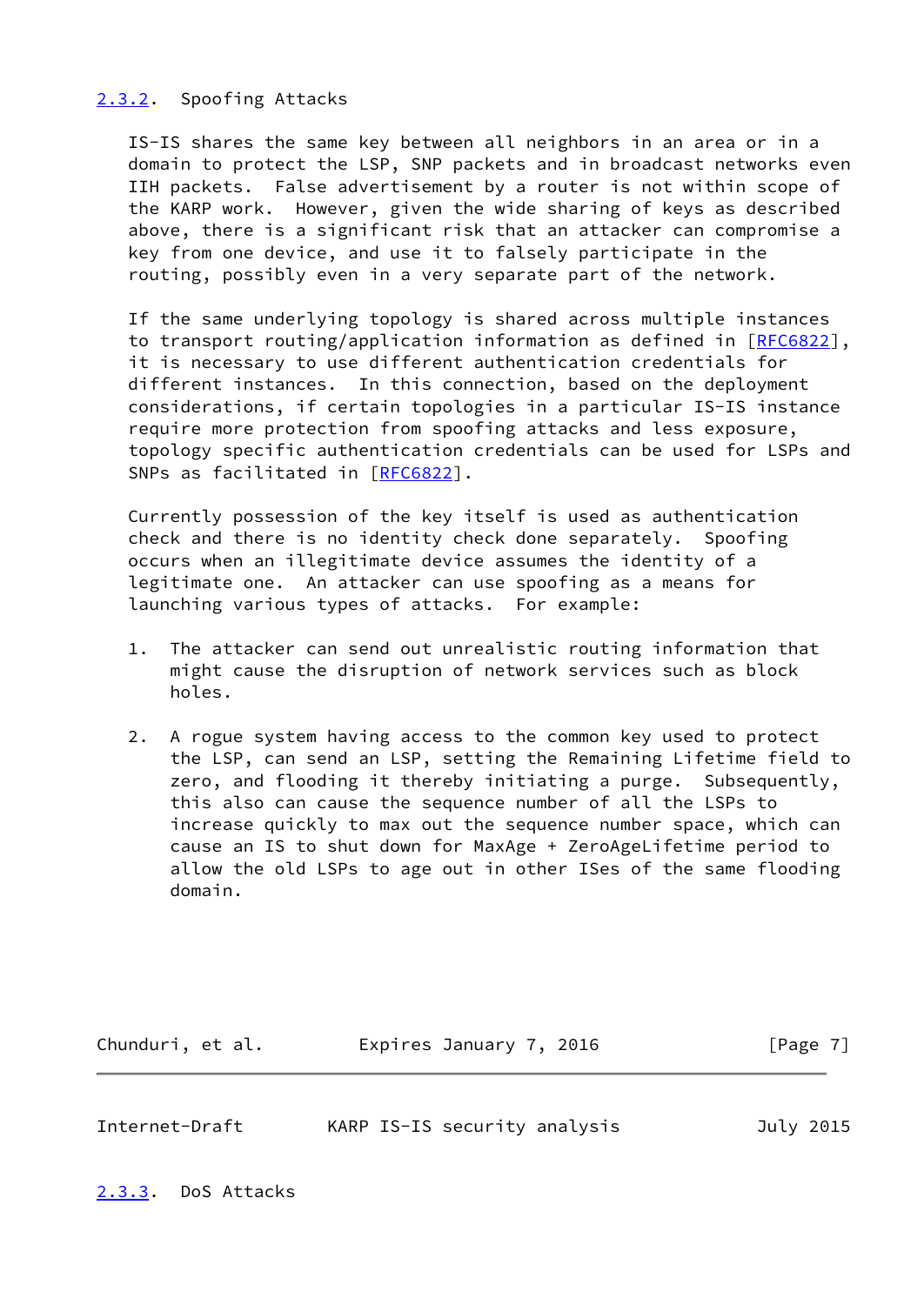### 2.3.2. Spoofing Attacks

IS-IS shares the same key between all neighbors in an area or in a domain to protect the LSP, SNP packets and in broadcast networks even IIH packets. False advertisement by a router is not within scope of the KARP work. However, given the wide sharing of keys as described above, there is a significant risk that an attacker can compromise a key from one device, and use it to falsely participate in the routing, possibly even in a very separate part of the network.

If the same underlying topology is shared across multiple instances to transport routing/application information as defined in [RFC6822], it is necessary to use different authentication credentials for different instances. In this connection, based on the deployment considerations, if certain topologies in a particular IS-IS instance require more protection from spoofing attacks and less exposure, topology specific authentication credentials can be used for LSPs and SNPs as facilitated in [RFC6822].

Currently possession of the key itself is used as authentication check and there is no identity check done separately. Spoofing occurs when an illegitimate device assumes the identity of a legitimate one. An attacker can use spoofing as a means for launching various types of attacks. For example:

1. The attacker can send out unrealistic routing information that might cause the disruption of network services such as block holes.

2. A rogue system having access to the common key used to protect the LSP, can send an LSP, setting the Remaining Lifetime field to zero, and flooding it thereby initiating a purge. Subsequently, this also can cause the sequence number of all the LSPs to increase quickly to max out the sequence number space, which can cause an IS to shut down for MaxAge + ZeroAgeLifetime period to allow the old LSPs to age out in other ISes of the same flooding domain.

### 2.3.3. DoS Attacks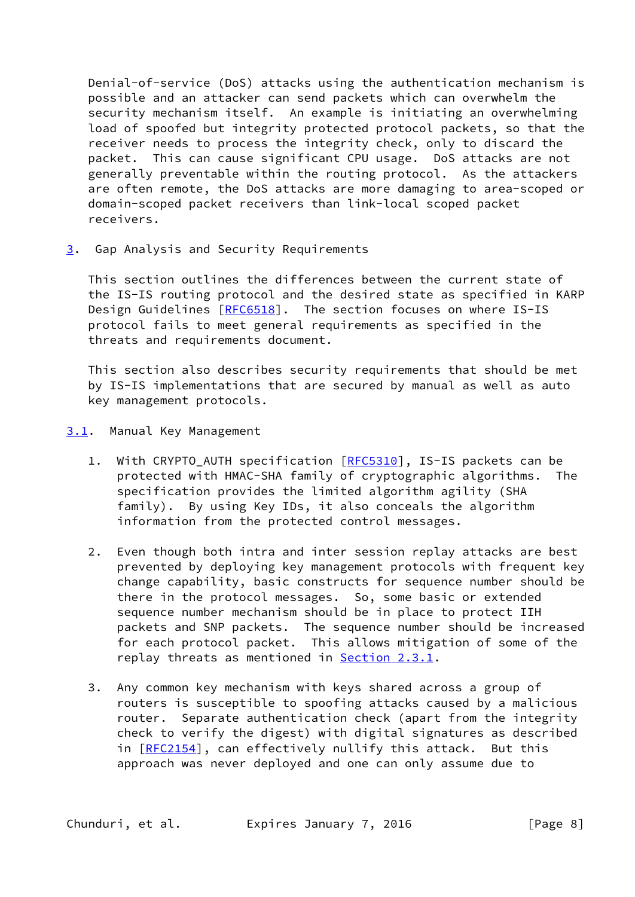Denial-of-service (DoS) attacks using the authentication mechanism is possible and an attacker can send packets which can overwhelm the security mechanism itself. An example is initiating an overwhelming load of spoofed but integrity protected protocol packets, so that the receiver needs to process the integrity check, only to discard the packet. This can cause significant CPU usage. DoS attacks are not generally preventable within the routing protocol. As the attackers are often remote, the DoS attacks are more damaging to area-scoped or domain-scoped packet receivers than link-local scoped packet receivers.

## 3. Gap Analysis and Security Requirements

This section outlines the differences between the current state of the IS-IS routing protocol and the desired state as specified in KARP Design Guidelines [RFC6518]. The section focuses on where IS-IS protocol fails to meet general requirements as specified in the threats and requirements document.

This section also describes security requirements that should be met by IS-IS implementations that are secured by manual as well as auto key management protocols.

### 3.1. Manual Key Management

1. With CRYPTO_AUTH specification [RFC5310], IS-IS packets can be protected with HMAC-SHA family of cryptographic algorithms. The specification provides the limited algorithm agility (SHA family). By using Key IDs, it also conceals the algorithm information from the protected control messages.

2. Even though both intra and inter session replay attacks are best prevented by deploying key management protocols with frequent key change capability, basic constructs for sequence number should be there in the protocol messages. So, some basic or extended sequence number mechanism should be in place to protect IIH packets and SNP packets. The sequence number should be increased for each protocol packet. This allows mitigation of some of the replay threats as mentioned in Section 2.3.1.

3. Any common key mechanism with keys shared across a group of routers is susceptible to spoofing attacks caused by a malicious router. Separate authentication check (apart from the integrity check to verify the digest) with digital signatures as described in [RFC2154], can effectively nullify this attack. But this approach was never deployed and one can only assume due to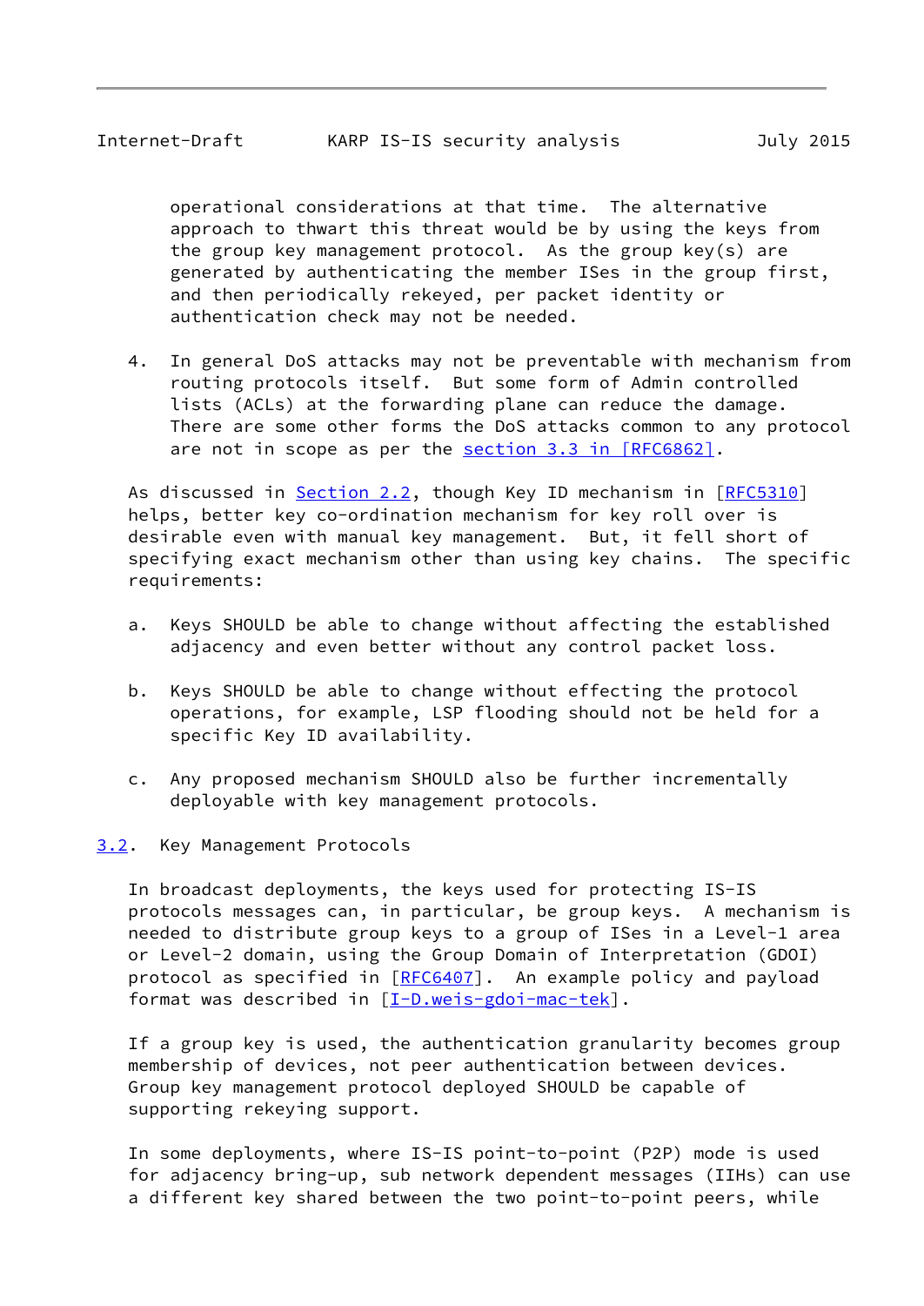operational considerations at that time. The alternative approach to thwart this threat would be by using the keys from the group key management protocol. As the group key(s) are generated by authenticating the member ISes in the group first, and then periodically rekeyed, per packet identity or authentication check may not be needed.

4. In general DoS attacks may not be preventable with mechanism from routing protocols itself. But some form of Admin controlled lists (ACLs) at the forwarding plane can reduce the damage. There are some other forms the DoS attacks common to any protocol are not in scope as per the section 3.3 in [RFC6862].

As discussed in Section 2.2, though Key ID mechanism in [RFC5310] helps, better key co-ordination mechanism for key roll over is desirable even with manual key management. But, it fell short of specifying exact mechanism other than using key chains. The specific requirements:

a. Keys SHOULD be able to change without affecting the established adjacency and even better without any control packet loss.

b. Keys SHOULD be able to change without effecting the protocol operations, for example, LSP flooding should not be held for a specific Key ID availability.

c. Any proposed mechanism SHOULD also be further incrementally deployable with key management protocols.

## 3.2. Key Management Protocols

In broadcast deployments, the keys used for protecting IS-IS protocols messages can, in particular, be group keys. A mechanism is needed to distribute group keys to a group of ISes in a Level-1 area or Level-2 domain, using the Group Domain of Interpretation (GDOI) protocol as specified in [RFC6407]. An example policy and payload format was described in [I-D.weis-gdoi-mac-tek].

If a group key is used, the authentication granularity becomes group membership of devices, not peer authentication between devices. Group key management protocol deployed SHOULD be capable of supporting rekeying support.

In some deployments, where IS-IS point-to-point (P2P) mode is used for adjacency bring-up, sub network dependent messages (IIHs) can use a different key shared between the two point-to-point peers, while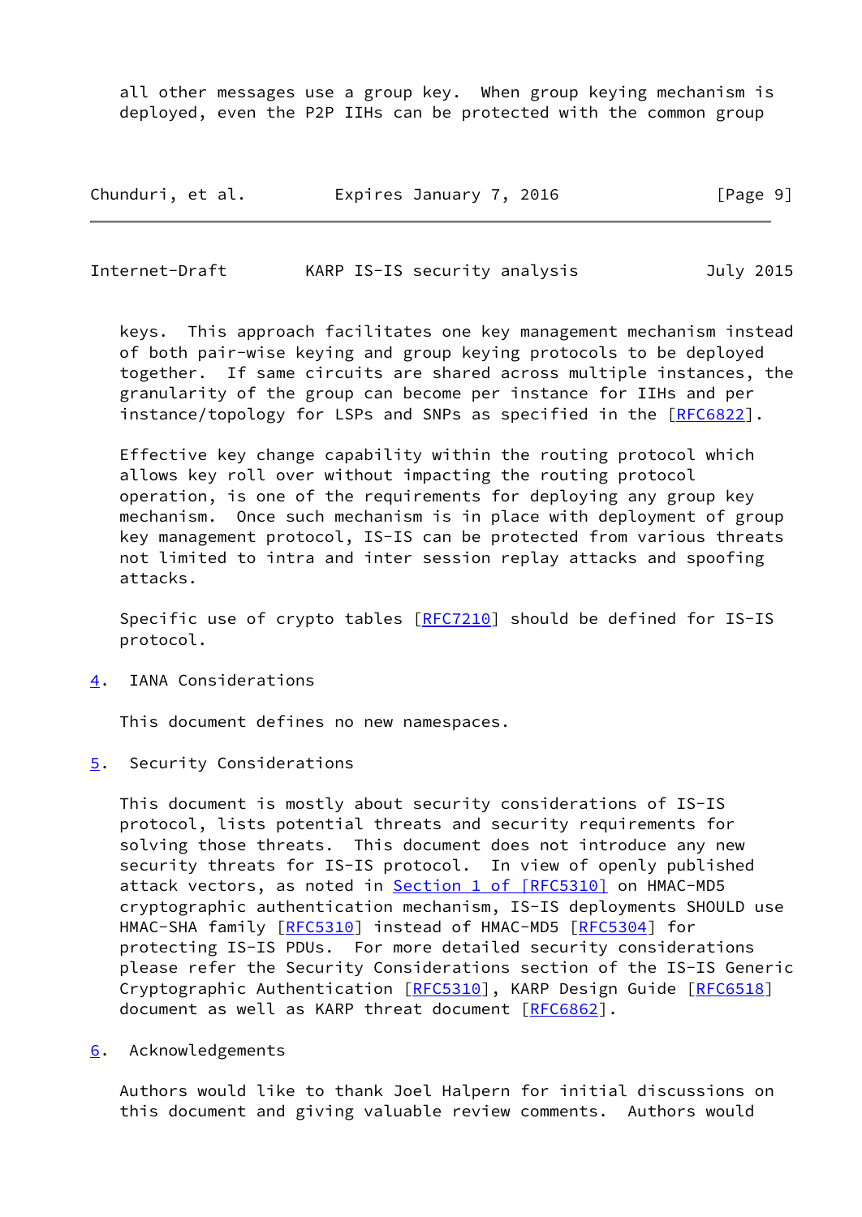all other messages use a group key. When group keying mechanism is deployed, even the P2P IIHs can be protected with the common group keys. This approach facilitates one key management mechanism instead of both pair-wise keying and group keying protocols to be deployed together. If same circuits are shared across multiple instances, the granularity of the group can become per instance for IIHs and per instance/topology for LSPs and SNPs as specified in the [RFC6822].

Effective key change capability within the routing protocol which allows key roll over without impacting the routing protocol operation, is one of the requirements for deploying any group key mechanism. Once such mechanism is in place with deployment of group key management protocol, IS-IS can be protected from various threats not limited to intra and inter session replay attacks and spoofing attacks.

Specific use of crypto tables [RFC7210] should be defined for IS-IS protocol.

## 4. IANA Considerations

This document defines no new namespaces.

## 5. Security Considerations

This document is mostly about security considerations of IS-IS protocol, lists potential threats and security requirements for solving those threats. This document does not introduce any new security threats for IS-IS protocol. In view of openly published attack vectors, as noted in Section 1 of [RFC5310] on HMAC-MD5 cryptographic authentication mechanism, IS-IS deployments SHOULD use HMAC-SHA family [RFC5310] instead of HMAC-MD5 [RFC5304] for protecting IS-IS PDUs. For more detailed security considerations please refer the Security Considerations section of the IS-IS Generic Cryptographic Authentication [RFC5310], KARP Design Guide [RFC6518] document as well as KARP threat document [RFC6862].

## 6. Acknowledgements

Authors would like to thank Joel Halpern for initial discussions on this document and giving valuable review comments. Authors would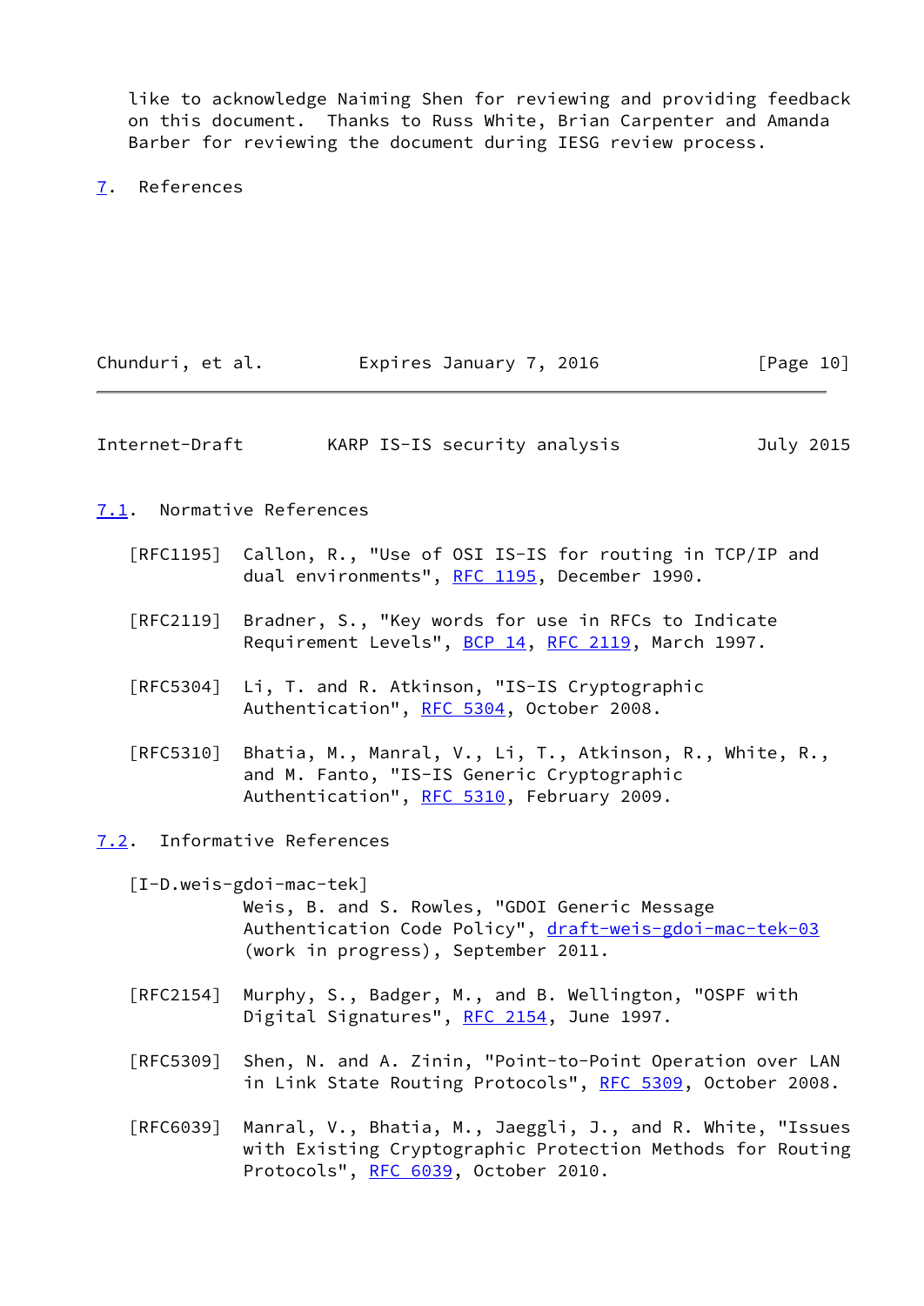like to acknowledge Naiming Shen for reviewing and providing feedback on this document. Thanks to Russ White, Brian Carpenter and Amanda Barber for reviewing the document during IESG review process.

# 7. References

## 7.1. Normative References

[RFC1195] Callon, R., "Use of OSI IS-IS for routing in TCP/IP and dual environments", RFC 1195, December 1990.

[RFC2119] Bradner, S., "Key words for use in RFCs to Indicate Requirement Levels", BCP 14, RFC 2119, March 1997.

[RFC5304] Li, T. and R. Atkinson, "IS-IS Cryptographic Authentication", RFC 5304, October 2008.

[RFC5310] Bhatia, M., Manral, V., Li, T., Atkinson, R., White, R., and M. Fanto, "IS-IS Generic Cryptographic Authentication", RFC 5310, February 2009.

## 7.2. Informative References

[I-D.weis-gdoi-mac-tek]
Weis, B. and S. Rowles, "GDOI Generic Message Authentication Code Policy", draft-weis-gdoi-mac-tek-03 (work in progress), September 2011.

[RFC2154] Murphy, S., Badger, M., and B. Wellington, "OSPF with Digital Signatures", RFC 2154, June 1997.

[RFC5309] Shen, N. and A. Zinin, "Point-to-Point Operation over LAN in Link State Routing Protocols", RFC 5309, October 2008.

[RFC6039] Manral, V., Bhatia, M., Jaeggli, J., and R. White, "Issues with Existing Cryptographic Protection Methods for Routing Protocols", RFC 6039, October 2010.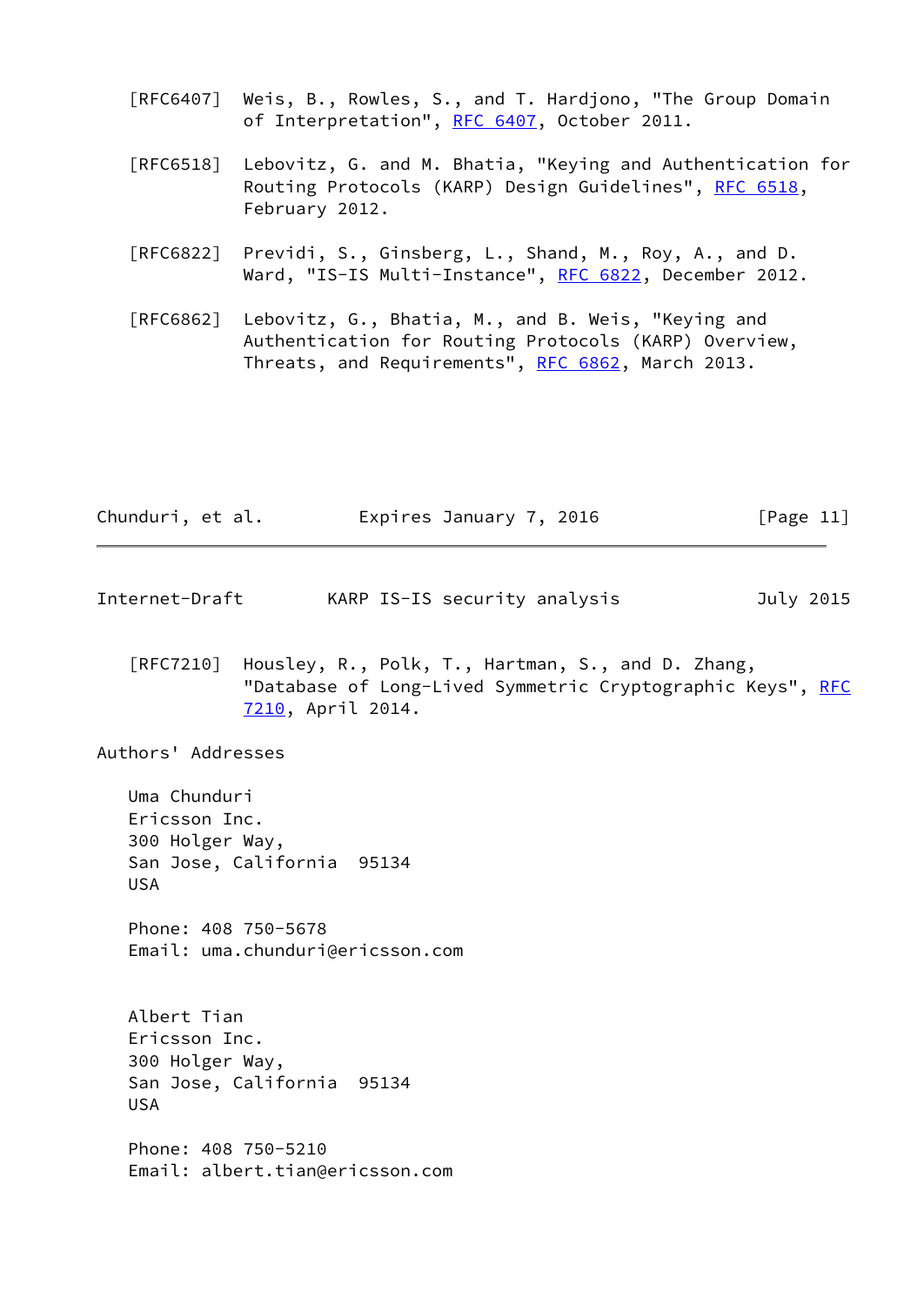[RFC6407] Weis, B., Rowles, S., and T. Hardjono, "The Group Domain of Interpretation", RFC 6407, October 2011.

[RFC6518] Lebovitz, G. and M. Bhatia, "Keying and Authentication for Routing Protocols (KARP) Design Guidelines", RFC 6518, February 2012.

[RFC6822] Previdi, S., Ginsberg, L., Shand, M., Roy, A., and D. Ward, "IS-IS Multi-Instance", RFC 6822, December 2012.

[RFC6862] Lebovitz, G., Bhatia, M., and B. Weis, "Keying and Authentication for Routing Protocols (KARP) Overview, Threats, and Requirements", RFC 6862, March 2013.

[RFC7210] Housley, R., Polk, T., Hartman, S., and D. Zhang, "Database of Long-Lived Symmetric Cryptographic Keys", RFC 7210, April 2014.

## Authors' Addresses

Uma Chunduri
Ericsson Inc.
300 Holger Way,
San Jose, California 95134
USA

Phone: 408 750-5678
Email: uma.chunduri@ericsson.com

Albert Tian
Ericsson Inc.
300 Holger Way,
San Jose, California 95134
USA

Phone: 408 750-5210
Email: albert.tian@ericsson.com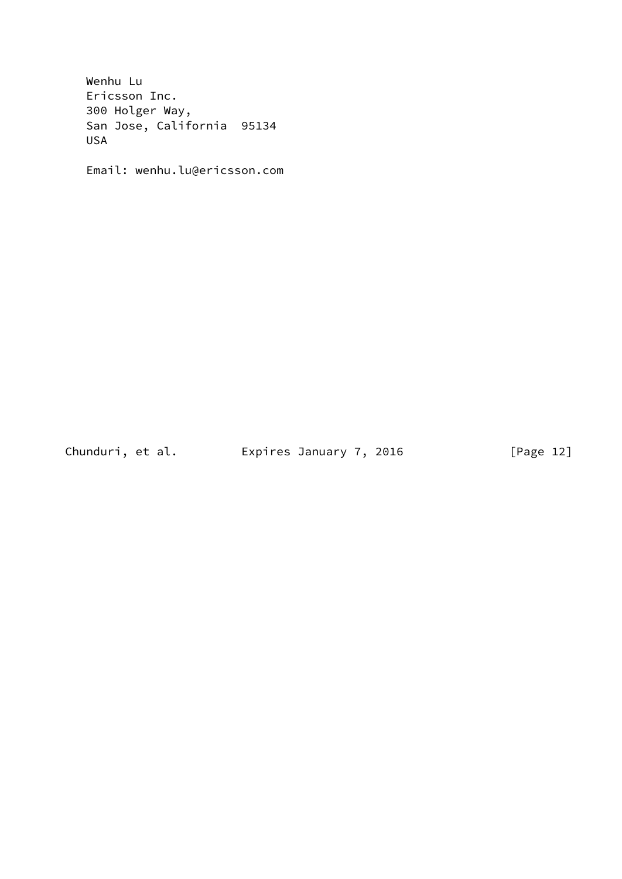Wenhu Lu
Ericsson Inc.
300 Holger Way,
San Jose, California  95134
USA

Email: wenhu.lu@ericsson.com